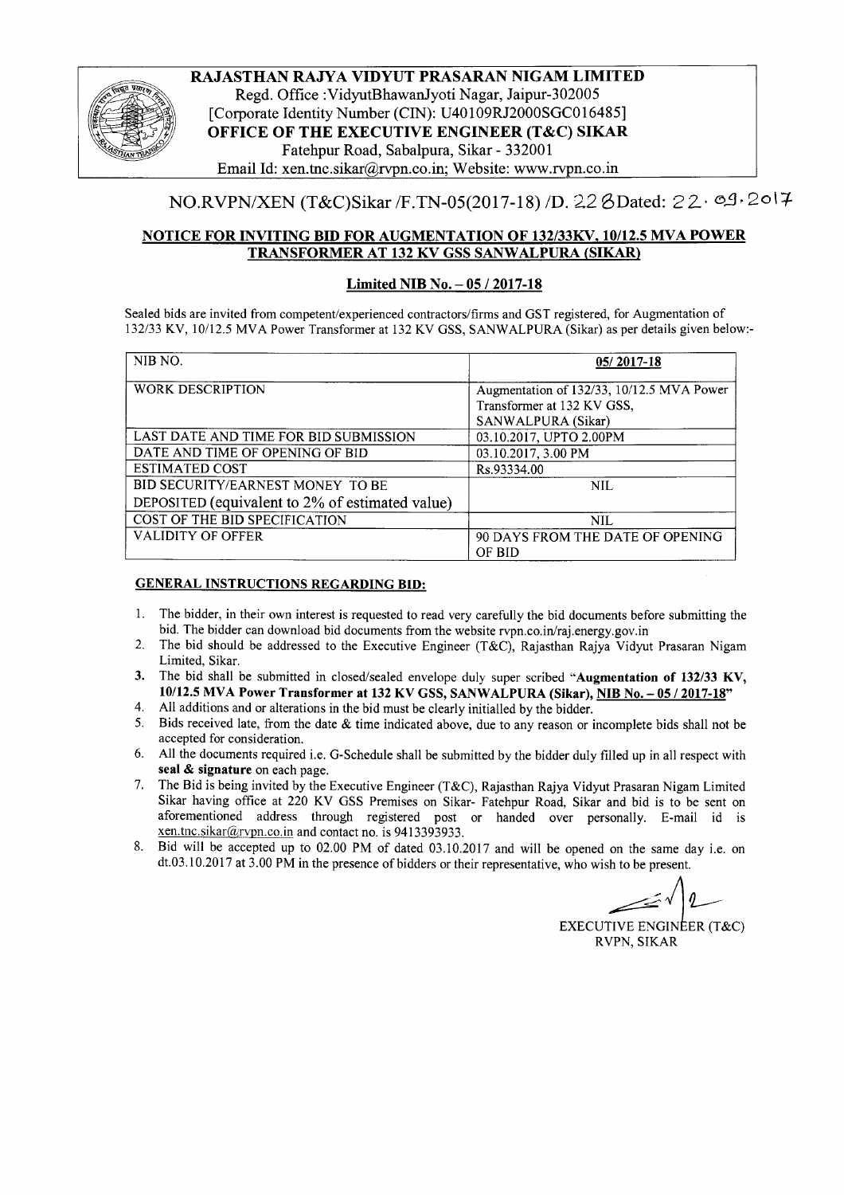# RAJASTHAN RAJYA VIDYUT PRASARAN NIGAM LIMITED

Regd. Office :VidyutBhawanJyoti Nagar, Jaipur-302005
[Corporate Identity Number (CIN): U40109RJ2000SGC016485]
**OFFICE OF THE EXECUTIVE ENGINEER (T&C) SIKAR**
Fatehpur Road, Sabalpura, Sikar - 332001
Email Id: xen.tnc.sikar@rvpn.co.in; Website: www.rvpn.co.in

NO.RVPN/XEN (T&C)Sikar /F.TN-05(2017-18) /D. 226 Dated: 22.09.2017

## NOTICE FOR INVITING BID FOR AUGMENTATION OF 132/33KV, 10/12.5 MVA POWER TRANSFORMER AT 132 KV GSS SANWALPURA (SIKAR)

### Limited NIB No. – 05 / 2017-18

Sealed bids are invited from competent/experienced contractors/firms and GST registered, for Augmentation of 132/33 KV, 10/12.5 MVA Power Transformer at 132 KV GSS, SANWALPURA (Sikar) as per details given below:-

| NIB NO. | 05/ 2017-18 |
|---|---|
| WORK DESCRIPTION | Augmentation of 132/33, 10/12.5 MVA Power Transformer at 132 KV GSS, SANWALPURA (Sikar) |
| LAST DATE AND TIME FOR BID SUBMISSION | 03.10.2017, UPTO 2.00PM |
| DATE AND TIME OF OPENING OF BID | 03.10.2017, 3.00 PM |
| ESTIMATED COST | Rs.93334.00 |
| BID SECURITY/EARNEST MONEY TO BE DEPOSITED (equivalent to 2% of estimated value) | NIL |
| COST OF THE BID SPECIFICATION | NIL |
| VALIDITY OF OFFER | 90 DAYS FROM THE DATE OF OPENING OF BID |

**GENERAL INSTRUCTIONS REGARDING BID:**

1. The bidder, in their own interest is requested to read very carefully the bid documents before submitting the bid. The bidder can download bid documents from the website rvpn.co.in/raj.energy.gov.in
2. The bid should be addressed to the Executive Engineer (T&C), Rajasthan Rajya Vidyut Prasaran Nigam Limited, Sikar.
3. The bid shall be submitted in closed/sealed envelope duly super scribed "**Augmentation of 132/33 KV, 10/12.5 MVA Power Transformer at 132 KV GSS, SANWALPURA (Sikar), NIB No. – 05 / 2017-18**"
4. All additions and or alterations in the bid must be clearly initialled by the bidder.
5. Bids received late, from the date & time indicated above, due to any reason or incomplete bids shall not be accepted for consideration.
6. All the documents required i.e. G-Schedule shall be submitted by the bidder duly filled up in all respect with **seal & signature** on each page.
7. The Bid is being invited by the Executive Engineer (T&C), Rajasthan Rajya Vidyut Prasaran Nigam Limited Sikar having office at 220 KV GSS Premises on Sikar- Fatehpur Road, Sikar and bid is to be sent on aforementioned address through registered post or handed over personally. E-mail id is xen.tnc.sikar@rvpn.co.in and contact no. is 9413393933.
8. Bid will be accepted up to 02.00 PM of dated 03.10.2017 and will be opened on the same day i.e. on dt.03.10.2017 at 3.00 PM in the presence of bidders or their representative, who wish to be present.

EXECUTIVE ENGINEER (T&C)
RVPN, SIKAR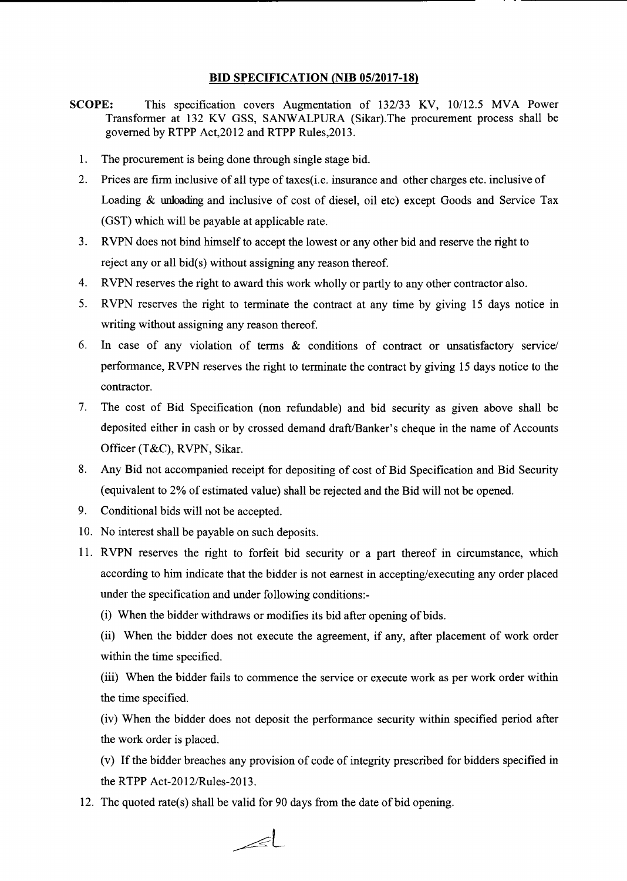## BID SPECIFICATION (NIB 05/2017-18)

**SCOPE:** This specification covers Augmentation of 132/33 KV, 10/12.5 MVA Power Transformer at 132 KV GSS, SANWALPURA (Sikar).The procurement process shall be governed by RTPP Act,2012 and RTPP Rules,2013.

1. The procurement is being done through single stage bid.
2. Prices are firm inclusive of all type of taxes(i.e. insurance and other charges etc. inclusive of Loading & unloading and inclusive of cost of diesel, oil etc) except Goods and Service Tax (GST) which will be payable at applicable rate.
3. RVPN does not bind himself to accept the lowest or any other bid and reserve the right to reject any or all bid(s) without assigning any reason thereof.
4. RVPN reserves the right to award this work wholly or partly to any other contractor also.
5. RVPN reserves the right to terminate the contract at any time by giving 15 days notice in writing without assigning any reason thereof.
6. In case of any violation of terms & conditions of contract or unsatisfactory service/ performance, RVPN reserves the right to terminate the contract by giving 15 days notice to the contractor.
7. The cost of Bid Specification (non refundable) and bid security as given above shall be deposited either in cash or by crossed demand draft/Banker's cheque in the name of Accounts Officer (T&C), RVPN, Sikar.
8. Any Bid not accompanied receipt for depositing of cost of Bid Specification and Bid Security (equivalent to 2% of estimated value) shall be rejected and the Bid will not be opened.
9. Conditional bids will not be accepted.
10. No interest shall be payable on such deposits.
11. RVPN reserves the right to forfeit bid security or a part thereof in circumstance, which according to him indicate that the bidder is not earnest in accepting/executing any order placed under the specification and under following conditions:-

    (i) When the bidder withdraws or modifies its bid after opening of bids.

    (ii) When the bidder does not execute the agreement, if any, after placement of work order within the time specified.

    (iii) When the bidder fails to commence the service or execute work as per work order within the time specified.

    (iv) When the bidder does not deposit the performance security within specified period after the work order is placed.

    (v) If the bidder breaches any provision of code of integrity prescribed for bidders specified in the RTPP Act-2012/Rules-2013.
12. The quoted rate(s) shall be valid for 90 days from the date of bid opening.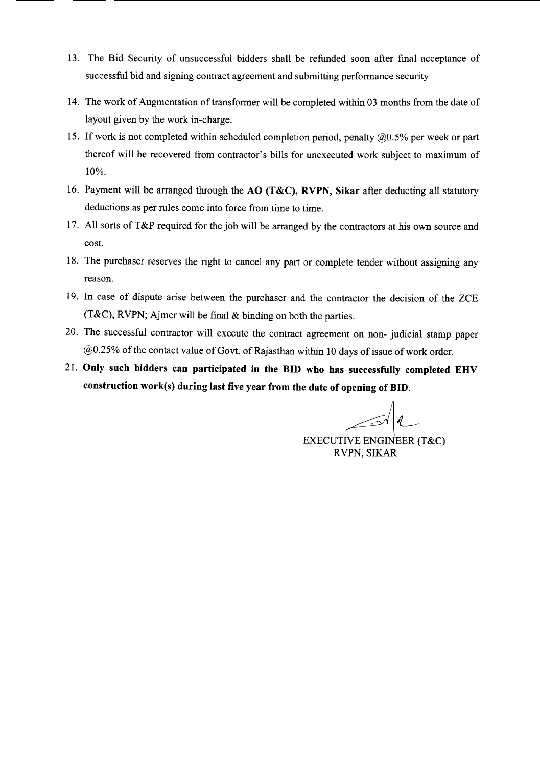13. The Bid Security of unsuccessful bidders shall be refunded soon after final acceptance of successful bid and signing contract agreement and submitting performance security
14. The work of Augmentation of transformer will be completed within 03 months from the date of layout given by the work in-charge.
15. If work is not completed within scheduled completion period, penalty @0.5% per week or part thereof will be recovered from contractor's bills for unexecuted work subject to maximum of 10%.
16. Payment will be arranged through the **AO (T&C), RVPN, Sikar** after deducting all statutory deductions as per rules come into force from time to time.
17. All sorts of T&P required for the job will be arranged by the contractors at his own source and cost.
18. The purchaser reserves the right to cancel any part or complete tender without assigning any reason.
19. In case of dispute arise between the purchaser and the contractor the decision of the ZCE (T&C), RVPN; Ajmer will be final & binding on both the parties.
20. The successful contractor will execute the contract agreement on non- judicial stamp paper @0.25% of the contact value of Govt. of Rajasthan within 10 days of issue of work order.
21. **Only such bidders can participated in the BID who has successfully completed EHV construction work(s) during last five year from the date of opening of BID.**

EXECUTIVE ENGINEER (T&C)
RVPN, SIKAR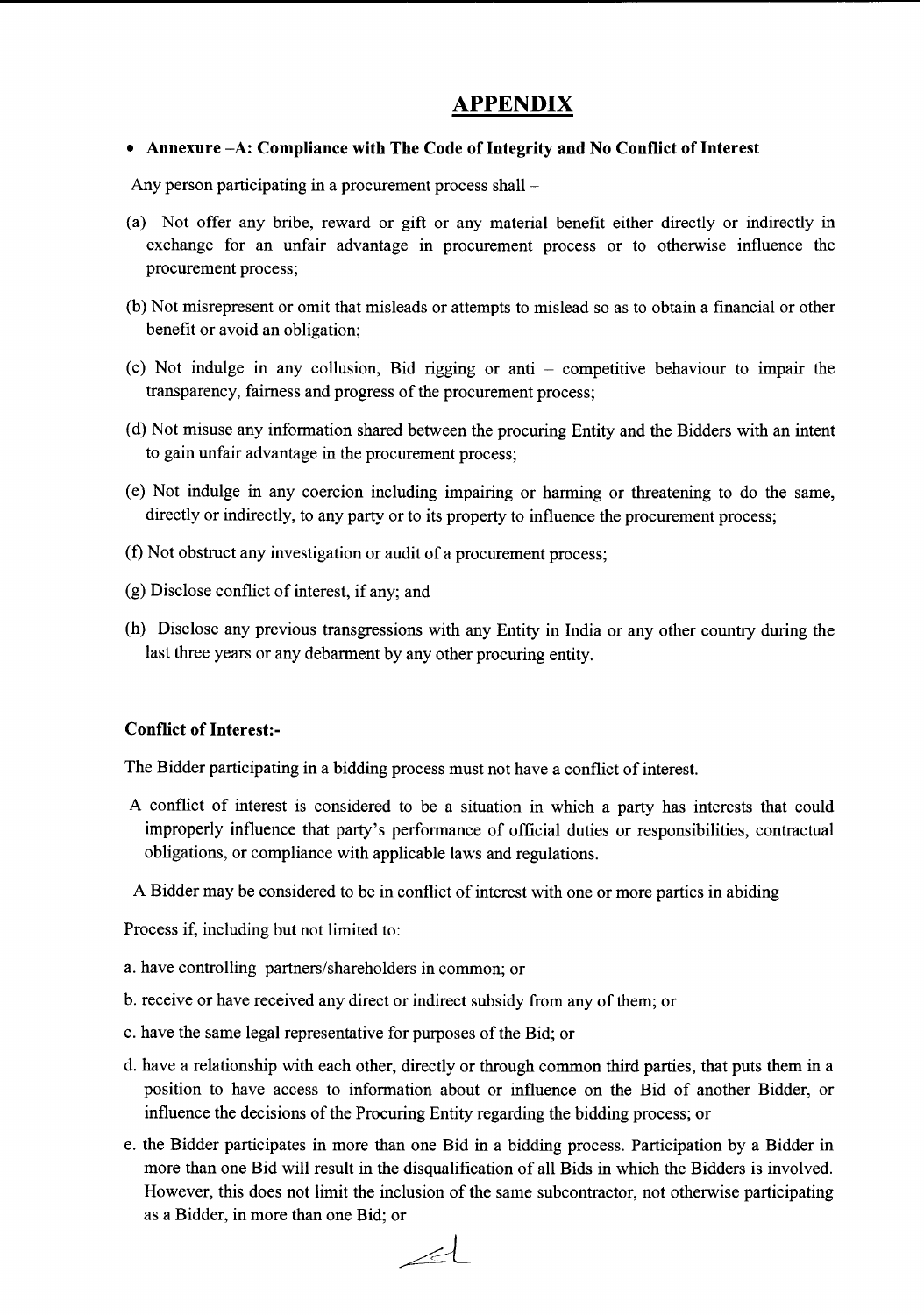# APPENDIX

- **Annexure –A: Compliance with The Code of Integrity and No Conflict of Interest**

Any person participating in a procurement process shall –

(a) Not offer any bribe, reward or gift or any material benefit either directly or indirectly in exchange for an unfair advantage in procurement process or to otherwise influence the procurement process;

(b) Not misrepresent or omit that misleads or attempts to mislead so as to obtain a financial or other benefit or avoid an obligation;

(c) Not indulge in any collusion, Bid rigging or anti – competitive behaviour to impair the transparency, fairness and progress of the procurement process;

(d) Not misuse any information shared between the procuring Entity and the Bidders with an intent to gain unfair advantage in the procurement process;

(e) Not indulge in any coercion including impairing or harming or threatening to do the same, directly or indirectly, to any party or to its property to influence the procurement process;

(f) Not obstruct any investigation or audit of a procurement process;

(g) Disclose conflict of interest, if any; and

(h) Disclose any previous transgressions with any Entity in India or any other country during the last three years or any debarment by any other procuring entity.

**Conflict of Interest:-**

The Bidder participating in a bidding process must not have a conflict of interest.

A conflict of interest is considered to be a situation in which a party has interests that could improperly influence that party's performance of official duties or responsibilities, contractual obligations, or compliance with applicable laws and regulations.

A Bidder may be considered to be in conflict of interest with one or more parties in abiding

Process if, including but not limited to:

a. have controlling partners/shareholders in common; or

b. receive or have received any direct or indirect subsidy from any of them; or

c. have the same legal representative for purposes of the Bid; or

d. have a relationship with each other, directly or through common third parties, that puts them in a position to have access to information about or influence on the Bid of another Bidder, or influence the decisions of the Procuring Entity regarding the bidding process; or

e. the Bidder participates in more than one Bid in a bidding process. Participation by a Bidder in more than one Bid will result in the disqualification of all Bids in which the Bidders is involved. However, this does not limit the inclusion of the same subcontractor, not otherwise participating as a Bidder, in more than one Bid; or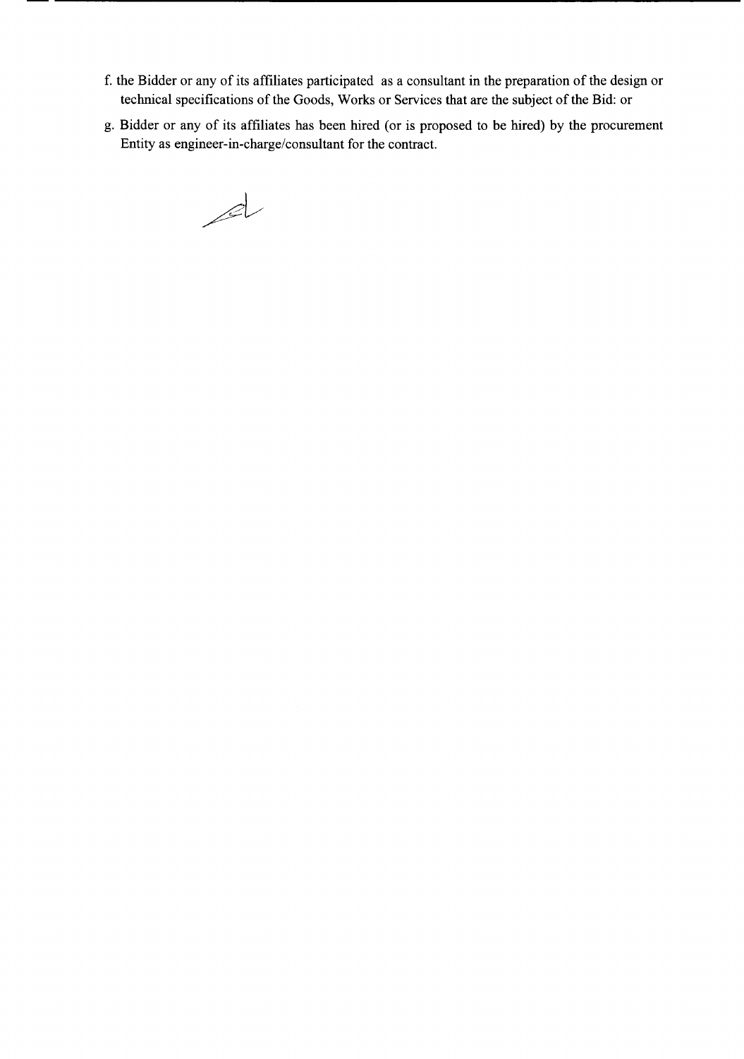f. the Bidder or any of its affiliates participated as a consultant in the preparation of the design or technical specifications of the Goods, Works or Services that are the subject of the Bid: or

g. Bidder or any of its affiliates has been hired (or is proposed to be hired) by the procurement Entity as engineer-in-charge/consultant for the contract.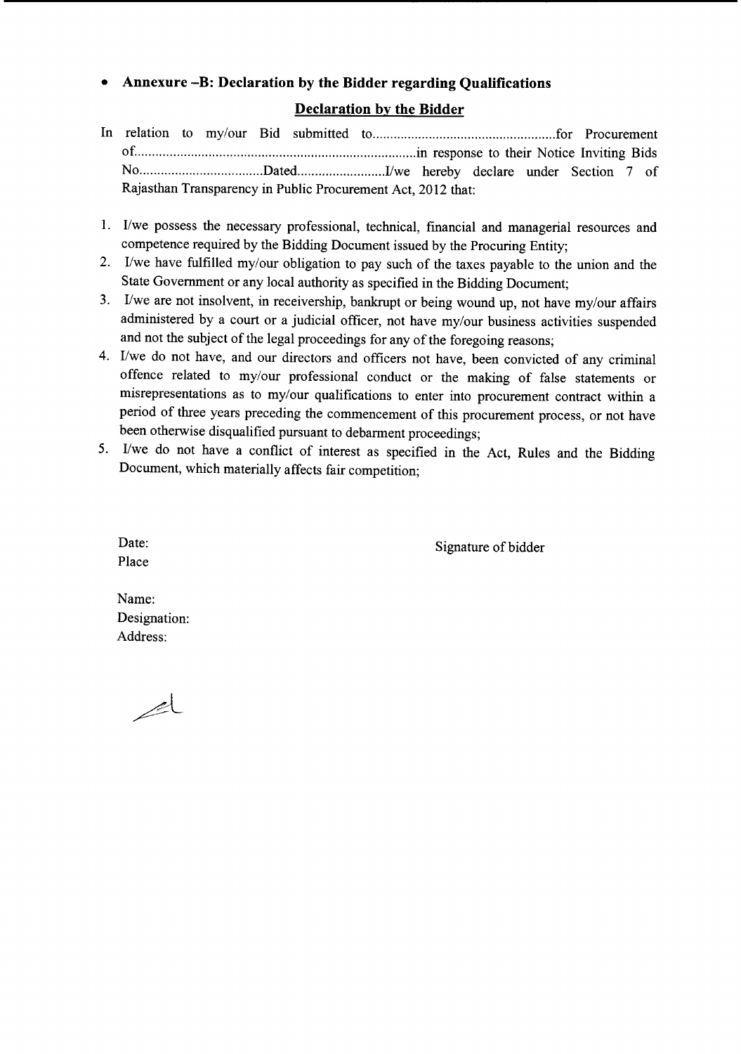- **Annexure –B: Declaration by the Bidder regarding Qualifications**

**Declaration by the Bidder**

In relation to my/our Bid submitted to....................................................for Procurement of...............................................................................in response to their Notice Inviting Bids No...................................Dated.........................I/we hereby declare under Section 7 of Rajasthan Transparency in Public Procurement Act, 2012 that:

1. I/we possess the necessary professional, technical, financial and managerial resources and competence required by the Bidding Document issued by the Procuring Entity;
2. I/we have fulfilled my/our obligation to pay such of the taxes payable to the union and the State Government or any local authority as specified in the Bidding Document;
3. I/we are not insolvent, in receivership, bankrupt or being wound up, not have my/our affairs administered by a court or a judicial officer, not have my/our business activities suspended and not the subject of the legal proceedings for any of the foregoing reasons;
4. I/we do not have, and our directors and officers not have, been convicted of any criminal offence related to my/our professional conduct or the making of false statements or misrepresentations as to my/our qualifications to enter into procurement contract within a period of three years preceding the commencement of this procurement process, or not have been otherwise disqualified pursuant to debarment proceedings;
5. I/we do not have a conflict of interest as specified in the Act, Rules and the Bidding Document, which materially affects fair competition;

Date:

Place

Signature of bidder

Name:

Designation:

Address: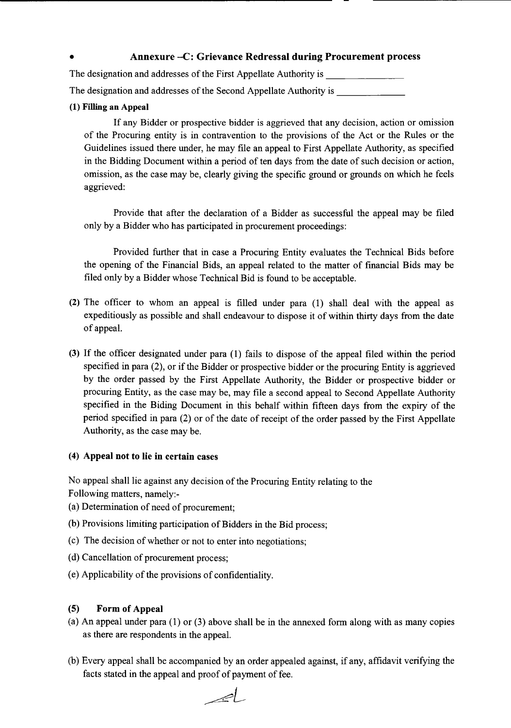- **Annexure –C: Grievance Redressal during Procurement process**

The designation and addresses of the First Appellate Authority is _______________

The designation and addresses of the Second Appellate Authority is _______________

**(1) Filling an Appeal**

If any Bidder or prospective bidder is aggrieved that any decision, action or omission of the Procuring entity is in contravention to the provisions of the Act or the Rules or the Guidelines issued there under, he may file an appeal to First Appellate Authority, as specified in the Bidding Document within a period of ten days from the date of such decision or action, omission, as the case may be, clearly giving the specific ground or grounds on which he feels aggrieved:

Provide that after the declaration of a Bidder as successful the appeal may be filed only by a Bidder who has participated in procurement proceedings:

Provided further that in case a Procuring Entity evaluates the Technical Bids before the opening of the Financial Bids, an appeal related to the matter of financial Bids may be filed only by a Bidder whose Technical Bid is found to be acceptable.

**(2)** The officer to whom an appeal is filled under para (1) shall deal with the appeal as expeditiously as possible and shall endeavour to dispose it of within thirty days from the date of appeal.

**(3)** If the officer designated under para (1) fails to dispose of the appeal filed within the period specified in para (2), or if the Bidder or prospective bidder or the procuring Entity is aggrieved by the order passed by the First Appellate Authority, the Bidder or prospective bidder or procuring Entity, as the case may be, may file a second appeal to Second Appellate Authority specified in the Biding Document in this behalf within fifteen days from the expiry of the period specified in para (2) or of the date of receipt of the order passed by the First Appellate Authority, as the case may be.

**(4) Appeal not to lie in certain cases**

No appeal shall lie against any decision of the Procuring Entity relating to the Following matters, namely:-

(a) Determination of need of procurement;

(b) Provisions limiting participation of Bidders in the Bid process;

(c) The decision of whether or not to enter into negotiations;

(d) Cancellation of procurement process;

(e) Applicability of the provisions of confidentiality.

**(5) Form of Appeal**

(a) An appeal under para (1) or (3) above shall be in the annexed form along with as many copies as there are respondents in the appeal.

(b) Every appeal shall be accompanied by an order appealed against, if any, affidavit verifying the facts stated in the appeal and proof of payment of fee.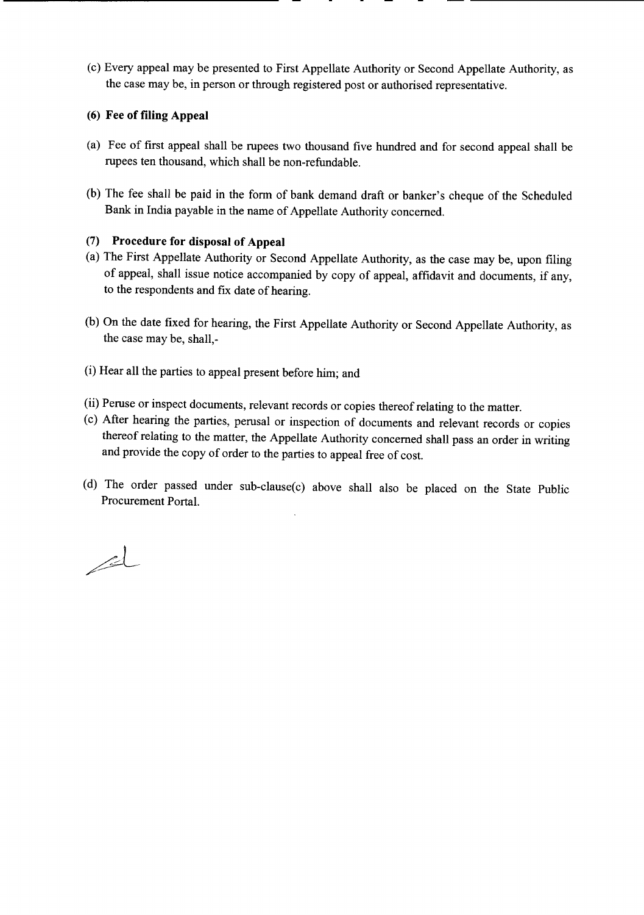(c) Every appeal may be presented to First Appellate Authority or Second Appellate Authority, as the case may be, in person or through registered post or authorised representative.

**(6) Fee of filing Appeal**

(a) Fee of first appeal shall be rupees two thousand five hundred and for second appeal shall be rupees ten thousand, which shall be non-refundable.

(b) The fee shall be paid in the form of bank demand draft or banker's cheque of the Scheduled Bank in India payable in the name of Appellate Authority concerned.

**(7) Procedure for disposal of Appeal**

(a) The First Appellate Authority or Second Appellate Authority, as the case may be, upon filing of appeal, shall issue notice accompanied by copy of appeal, affidavit and documents, if any, to the respondents and fix date of hearing.

(b) On the date fixed for hearing, the First Appellate Authority or Second Appellate Authority, as the case may be, shall,-

(i) Hear all the parties to appeal present before him; and

(ii) Peruse or inspect documents, relevant records or copies thereof relating to the matter.

(c) After hearing the parties, perusal or inspection of documents and relevant records or copies thereof relating to the matter, the Appellate Authority concerned shall pass an order in writing and provide the copy of order to the parties to appeal free of cost.

(d) The order passed under sub-clause(c) above shall also be placed on the State Public Procurement Portal.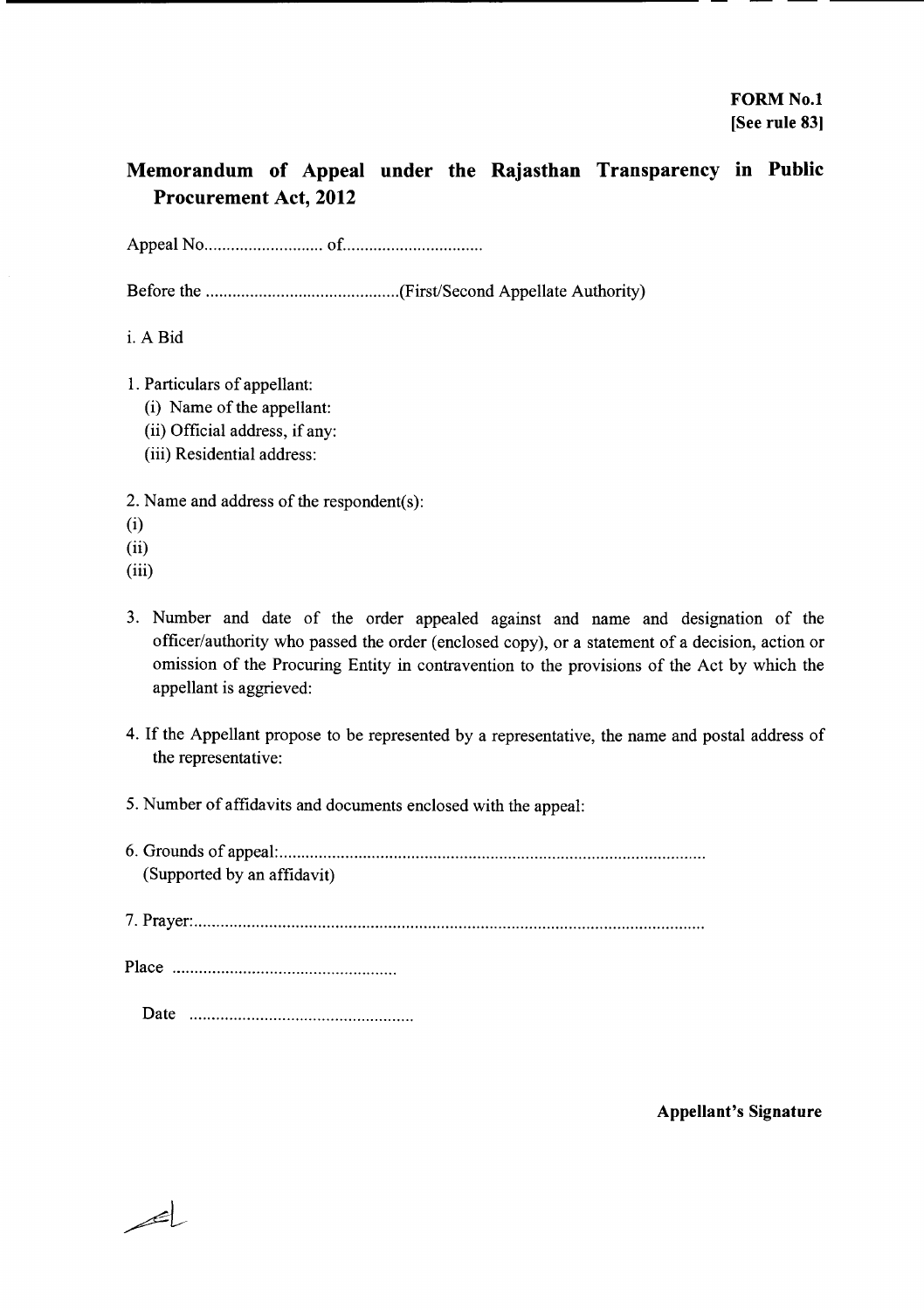**FORM No.1**
**[See rule 83]**

## Memorandum of Appeal under the Rajasthan Transparency in Public Procurement Act, 2012

Appeal No........................... of................................

Before the ............................................(First/Second Appellate Authority)

i. A Bid

1. Particulars of appellant:
   (i) Name of the appellant:
   (ii) Official address, if any:
   (iii) Residential address:

2. Name and address of the respondent(s):
(i)
(ii)
(iii)

3. Number and date of the order appealed against and name and designation of the officer/authority who passed the order (enclosed copy), or a statement of a decision, action or omission of the Procuring Entity in contravention to the provisions of the Act by which the appellant is aggrieved:

4. If the Appellant propose to be represented by a representative, the name and postal address of the representative:

5. Number of affidavits and documents enclosed with the appeal:

6. Grounds of appeal:................................................................................................
   (Supported by an affidavit)

7. Prayer:...................................................................................................................

Place ...................................................

Date ...................................................

**Appellant's Signature**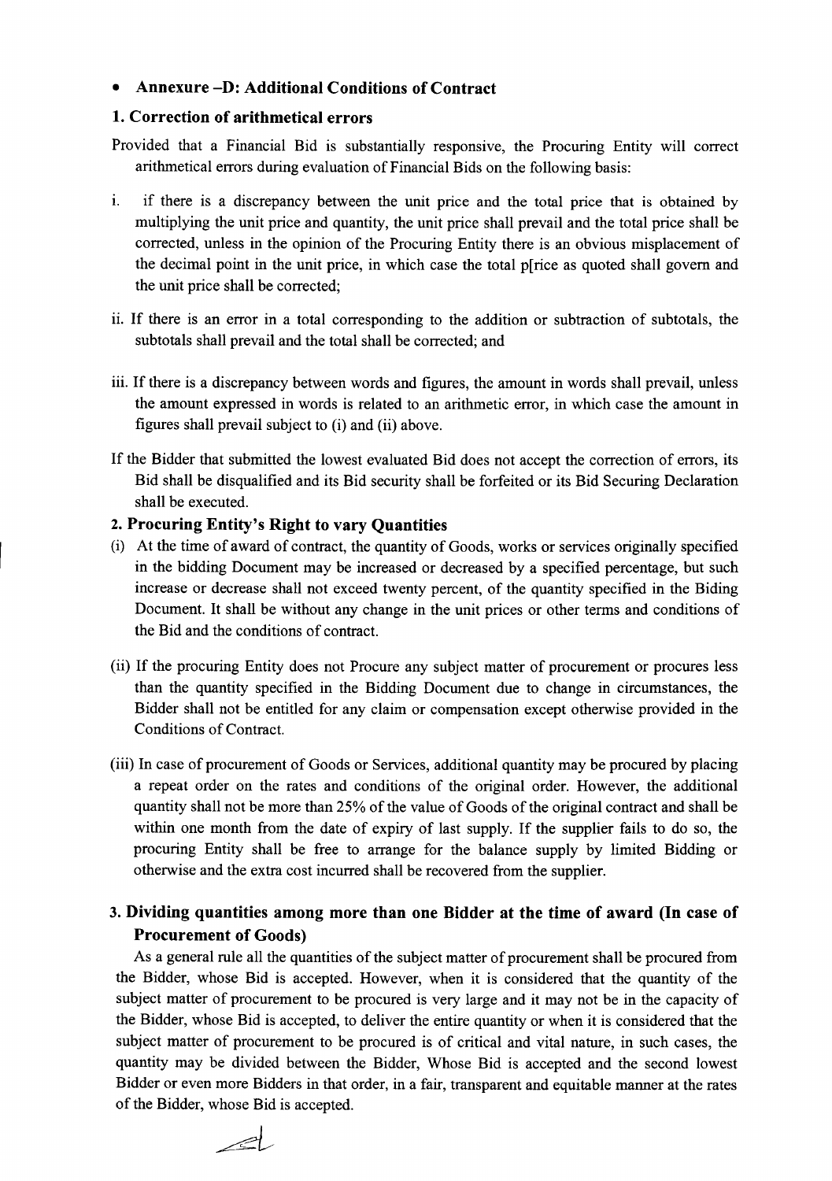- **Annexure –D: Additional Conditions of Contract**

## 1. Correction of arithmetical errors

Provided that a Financial Bid is substantially responsive, the Procuring Entity will correct arithmetical errors during evaluation of Financial Bids on the following basis:

i. if there is a discrepancy between the unit price and the total price that is obtained by multiplying the unit price and quantity, the unit price shall prevail and the total price shall be corrected, unless in the opinion of the Procuring Entity there is an obvious misplacement of the decimal point in the unit price, in which case the total p[rice as quoted shall govern and the unit price shall be corrected;

ii. If there is an error in a total corresponding to the addition or subtraction of subtotals, the subtotals shall prevail and the total shall be corrected; and

iii. If there is a discrepancy between words and figures, the amount in words shall prevail, unless the amount expressed in words is related to an arithmetic error, in which case the amount in figures shall prevail subject to (i) and (ii) above.

If the Bidder that submitted the lowest evaluated Bid does not accept the correction of errors, its Bid shall be disqualified and its Bid security shall be forfeited or its Bid Securing Declaration shall be executed.

## 2. Procuring Entity's Right to vary Quantities

(i) At the time of award of contract, the quantity of Goods, works or services originally specified in the bidding Document may be increased or decreased by a specified percentage, but such increase or decrease shall not exceed twenty percent, of the quantity specified in the Biding Document. It shall be without any change in the unit prices or other terms and conditions of the Bid and the conditions of contract.

(ii) If the procuring Entity does not Procure any subject matter of procurement or procures less than the quantity specified in the Bidding Document due to change in circumstances, the Bidder shall not be entitled for any claim or compensation except otherwise provided in the Conditions of Contract.

(iii) In case of procurement of Goods or Services, additional quantity may be procured by placing a repeat order on the rates and conditions of the original order. However, the additional quantity shall not be more than 25% of the value of Goods of the original contract and shall be within one month from the date of expiry of last supply. If the supplier fails to do so, the procuring Entity shall be free to arrange for the balance supply by limited Bidding or otherwise and the extra cost incurred shall be recovered from the supplier.

## 3. Dividing quantities among more than one Bidder at the time of award (In case of Procurement of Goods)

As a general rule all the quantities of the subject matter of procurement shall be procured from the Bidder, whose Bid is accepted. However, when it is considered that the quantity of the subject matter of procurement to be procured is very large and it may not be in the capacity of the Bidder, whose Bid is accepted, to deliver the entire quantity or when it is considered that the subject matter of procurement to be procured is of critical and vital nature, in such cases, the quantity may be divided between the Bidder, Whose Bid is accepted and the second lowest Bidder or even more Bidders in that order, in a fair, transparent and equitable manner at the rates of the Bidder, whose Bid is accepted.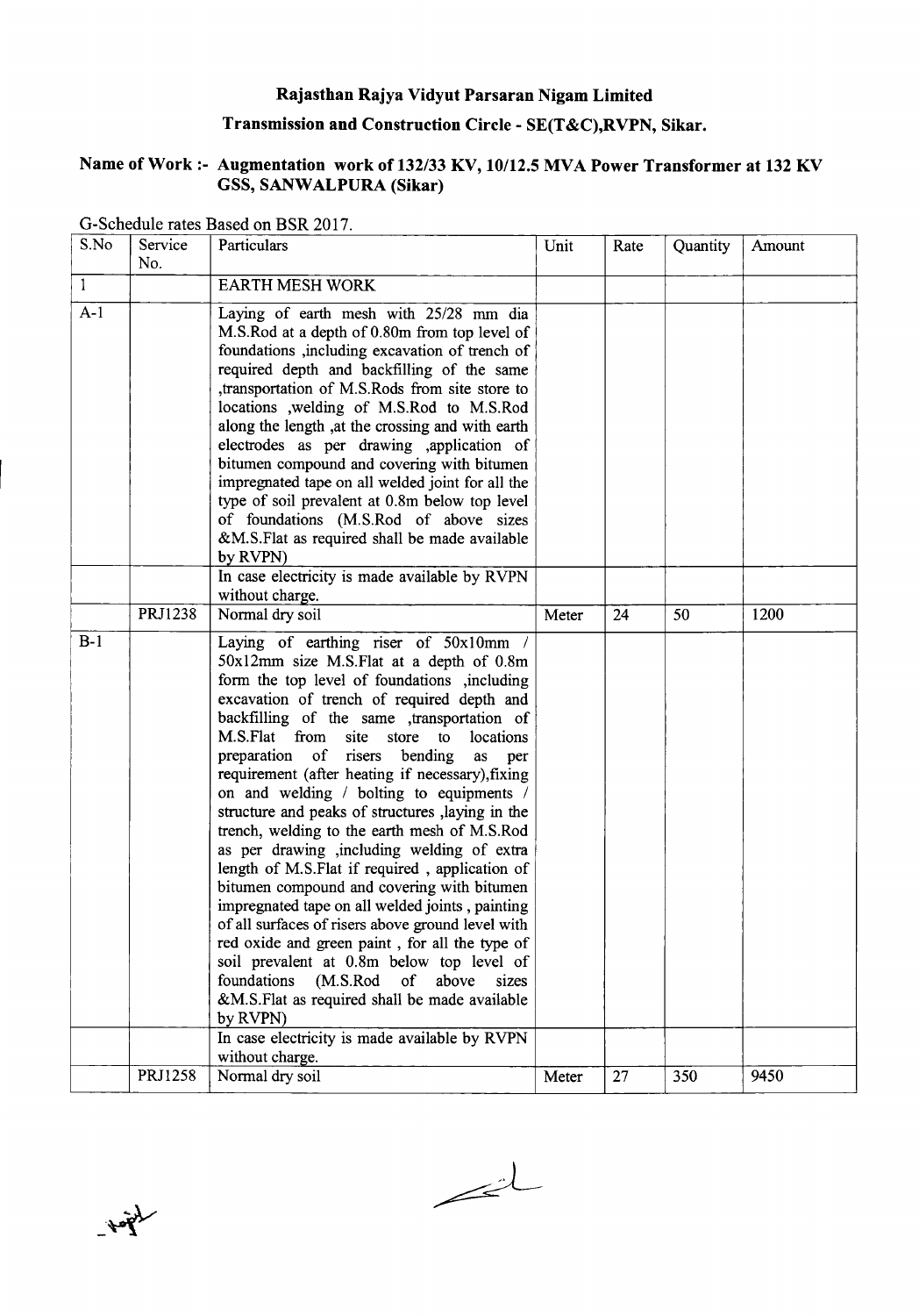# Rajasthan Rajya Vidyut Parsaran Nigam Limited

## Transmission and Construction Circle - SE(T&C),RVPN, Sikar.

### Name of Work :- Augmentation work of 132/33 KV, 10/12.5 MVA Power Transformer at 132 KV GSS, SANWALPURA (Sikar)

G-Schedule rates Based on BSR 2017.

| S.No | Service No. | Particulars | Unit | Rate | Quantity | Amount |
|---|---|---|---|---|---|---|
| 1 | | EARTH MESH WORK | | | | |
| A-1 | | Laying of earth mesh with 25/28 mm dia M.S.Rod at a depth of 0.80m from top level of foundations ,including excavation of trench of required depth and backfilling of the same ,transportation of M.S.Rods from site store to locations ,welding of M.S.Rod to M.S.Rod along the length ,at the crossing and with earth electrodes as per drawing ,application of bitumen compound and covering with bitumen impregnated tape on all welded joint for all the type of soil prevalent at 0.8m below top level of foundations (M.S.Rod of above sizes &M.S.Flat as required shall be made available by RVPN) | | | | |
| | | In case electricity is made available by RVPN without charge. | | | | |
| | PRJ1238 | Normal dry soil | Meter | 24 | 50 | 1200 |
| B-1 | | Laying of earthing riser of 50x10mm / 50x12mm size M.S.Flat at a depth of 0.8m form the top level of foundations ,including excavation of trench of required depth and backfilling of the same ,transportation of M.S.Flat from site store to locations preparation of risers bending as per requirement (after heating if necessary),fixing on and welding / bolting to equipments / structure and peaks of structures ,laying in the trench, welding to the earth mesh of M.S.Rod as per drawing ,including welding of extra length of M.S.Flat if required , application of bitumen compound and covering with bitumen impregnated tape on all welded joints , painting of all surfaces of risers above ground level with red oxide and green paint , for all the type of soil prevalent at 0.8m below top level of foundations (M.S.Rod of above sizes &M.S.Flat as required shall be made available by RVPN) | | | | |
| | | In case electricity is made available by RVPN without charge. | | | | |
| | PRJ1258 | Normal dry soil | Meter | 27 | 350 | 9450 |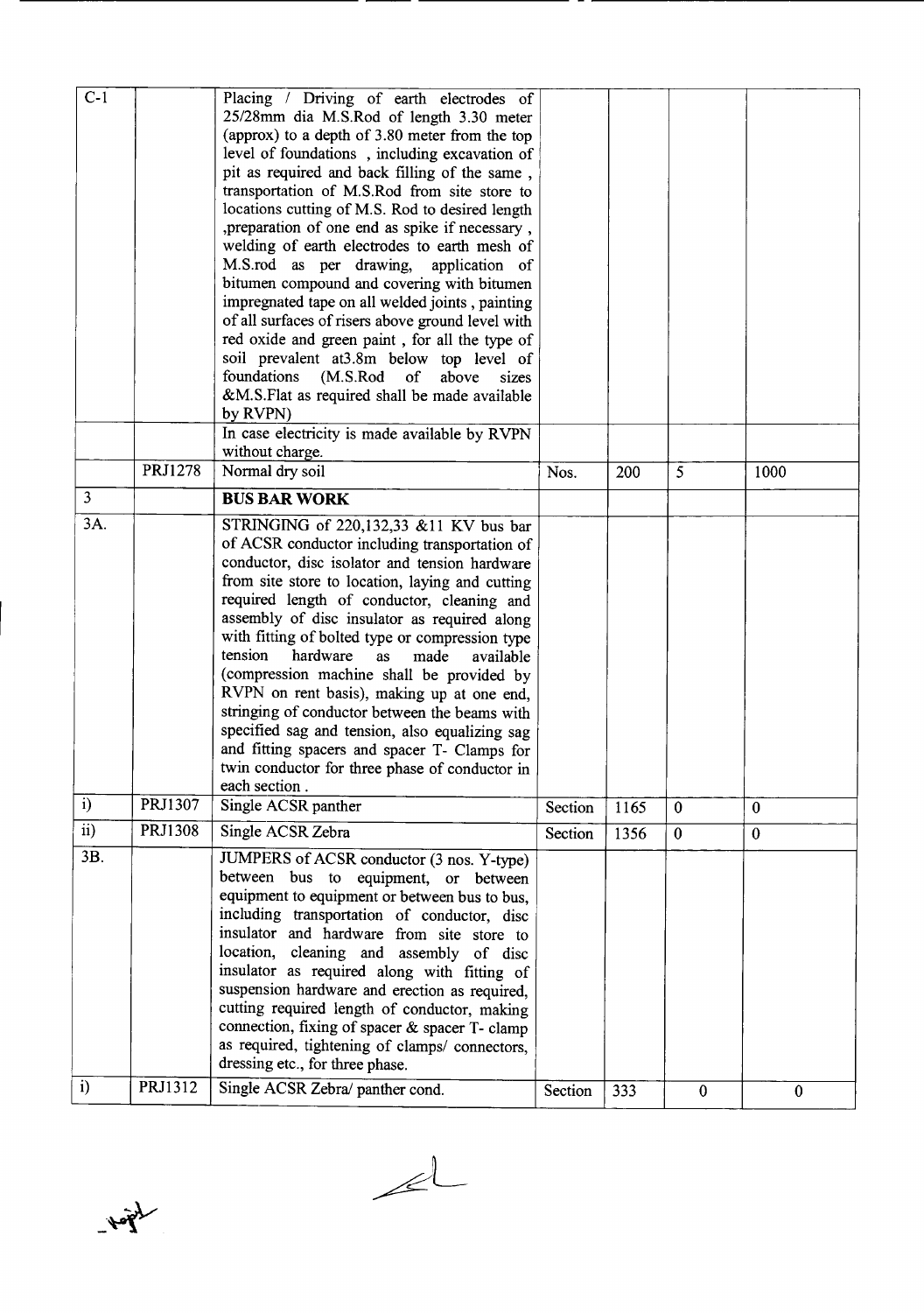| | | | | | | |
|---|---|---|---|---|---|---|
| C-1 | | Placing / Driving of earth electrodes of 25/28mm dia M.S.Rod of length 3.30 meter (approx) to a depth of 3.80 meter from the top level of foundations , including excavation of pit as required and back filling of the same , transportation of M.S.Rod from site store to locations cutting of M.S. Rod to desired length ,preparation of one end as spike if necessary , welding of earth electrodes to earth mesh of M.S.rod as per drawing, application of bitumen compound and covering with bitumen impregnated tape on all welded joints , painting of all surfaces of risers above ground level with red oxide and green paint , for all the type of soil prevalent at3.8m below top level of foundations (M.S.Rod of above sizes &M.S.Flat as required shall be made available by RVPN) | | | | |
| | | In case electricity is made available by RVPN without charge. | | | | |
| | PRJ1278 | Normal dry soil | Nos. | 200 | 5 | 1000 |
| 3 | | **BUS BAR WORK** | | | | |
| 3A. | | STRINGING of 220,132,33 &11 KV bus bar of ACSR conductor including transportation of conductor, disc isolator and tension hardware from site store to location, laying and cutting required length of conductor, cleaning and assembly of disc insulator as required along with fitting of bolted type or compression type tension hardware as made available (compression machine shall be provided by RVPN on rent basis), making up at one end, stringing of conductor between the beams with specified sag and tension, also equalizing sag and fitting spacers and spacer T- Clamps for twin conductor for three phase of conductor in each section . | | | | |
| i) | PRJ1307 | Single ACSR panther | Section | 1165 | 0 | 0 |
| ii) | PRJ1308 | Single ACSR Zebra | Section | 1356 | 0 | 0 |
| 3B. | | JUMPERS of ACSR conductor (3 nos. Y-type) between bus to equipment, or between equipment to equipment or between bus to bus, including transportation of conductor, disc insulator and hardware from site store to location, cleaning and assembly of disc insulator as required along with fitting of suspension hardware and erection as required, cutting required length of conductor, making connection, fixing of spacer & spacer T- clamp as required, tightening of clamps/ connectors, dressing etc., for three phase. | | | | |
| i) | PRJ1312 | Single ACSR Zebra/ panther cond. | Section | 333 | 0 | 0 |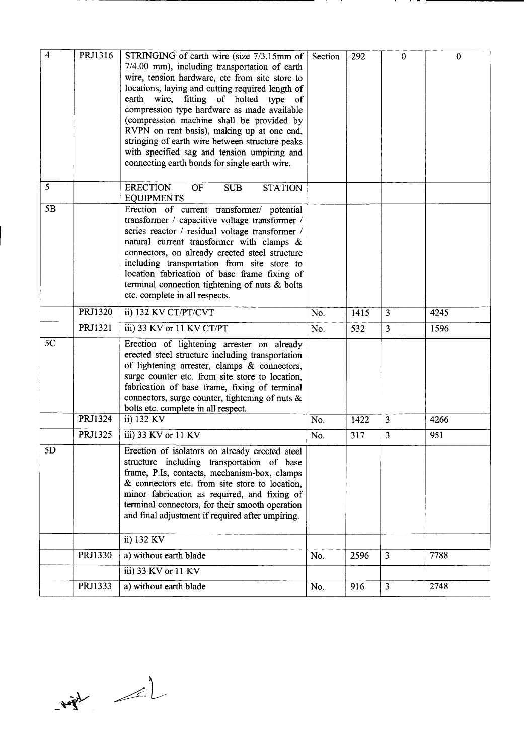| | | | | | | |
|---|---|---|---|---|---|---|
| 4 | PRJ1316 | STRINGING of earth wire (size 7/3.15mm of 7/4.00 mm), including transportation of earth wire, tension hardware, etc from site store to locations, laying and cutting required length of earth wire, fitting of bolted type of compression type hardware as made available (compression machine shall be provided by RVPN on rent basis), making up at one end, stringing of earth wire between structure peaks with specified sag and tension umpiring and connecting earth bonds for single earth wire. | Section | 292 | 0 | 0 |
| 5 | | ERECTION OF SUB STATION EQUIPMENTS | | | | |
| 5B | | Erection of current transformer/ potential transformer / capacitive voltage transformer / series reactor / residual voltage transformer / natural current transformer with clamps & connectors, on already erected steel structure including transportation from site store to location fabrication of base frame fixing of terminal connection tightening of nuts & bolts etc. complete in all respects. | | | | |
| | PRJ1320 | ii) 132 KV CT/PT/CVT | No. | 1415 | 3 | 4245 |
| | PRJ1321 | iii) 33 KV or 11 KV CT/PT | No. | 532 | 3 | 1596 |
| 5C | | Erection of lightening arrester on already erected steel structure including transportation of lightening arrester, clamps & connectors, surge counter etc. from site store to location, fabrication of base frame, fixing of terminal connectors, surge counter, tightening of nuts & bolts etc. complete in all respect. | | | | |
| | PRJ1324 | ii) 132 KV | No. | 1422 | 3 | 4266 |
| | PRJ1325 | iii) 33 KV or 11 KV | No. | 317 | 3 | 951 |
| 5D | | Erection of isolators on already erected steel structure including transportation of base frame, P.Is, contacts, mechanism-box, clamps & connectors etc. from site store to location, minor fabrication as required, and fixing of terminal connectors, for their smooth operation and final adjustment if required after umpiring. | | | | |
| | | ii) 132 KV | | | | |
| | PRJ1330 | a) without earth blade | No. | 2596 | 3 | 7788 |
| | | iii) 33 KV or 11 KV | | | | |
| | PRJ1333 | a) without earth blade | No. | 916 | 3 | 2748 |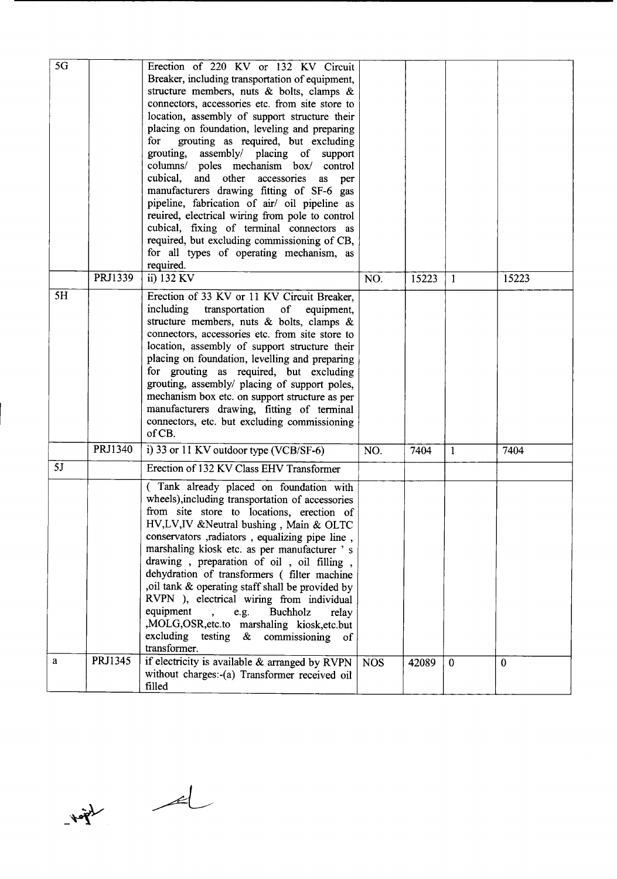| | | | | | | |
|---|---|---|---|---|---|---|
| 5G | | Erection of 220 KV or 132 KV Circuit Breaker, including transportation of equipment, structure members, nuts & bolts, clamps & connectors, accessories etc. from site store to location, assembly of support structure their placing on foundation, leveling and preparing for grouting as required, but excluding grouting, assembly/ placing of support columns/ poles mechanism box/ control cubical, and other accessories as per manufacturers drawing fitting of SF-6 gas pipeline, fabrication of air/ oil pipeline as reuired, electrical wiring from pole to control cubical, fixing of terminal connectors as required, but excluding commissioning of CB, for all types of operating mechanism, as required. | | | | |
| | PRJ1339 | ii) 132 KV | NO. | 15223 | 1 | 15223 |
| 5H | | Erection of 33 KV or 11 KV Circuit Breaker, including transportation of equipment, structure members, nuts & bolts, clamps & connectors, accessories etc. from site store to location, assembly of support structure their placing on foundation, levelling and preparing for grouting as required, but excluding grouting, assembly/ placing of support poles, mechanism box etc. on support structure as per manufacturers drawing, fitting of terminal connectors, etc. but excluding commissioning of CB. | | | | |
| | PRJ1340 | i) 33 or 11 KV outdoor type (VCB/SF-6) | NO. | 7404 | 1 | 7404 |
| 5J | | Erection of 132 KV Class EHV Transformer | | | | |
| | | ( Tank already placed on foundation with wheels),including transportation of accessories from site store to locations, erection of HV,LV,IV &Neutral bushing , Main & OLTC conservators ,radiators , equalizing pipe line , marshaling kiosk etc. as per manufacturer ' s drawing , preparation of oil , oil filling , dehydration of transformers ( filter machine ,oil tank & operating staff shall be provided by RVPN ), electrical wiring from individual equipment , e.g. Buchholz relay ,MOLG,OSR,etc.to marshaling kiosk,etc.but excluding testing & commissioning of transformer. | | | | |
| a | PRJ1345 | if electricity is available & arranged by RVPN without charges:-(a) Transformer received oil filled | NOS | 42089 | 0 | 0 |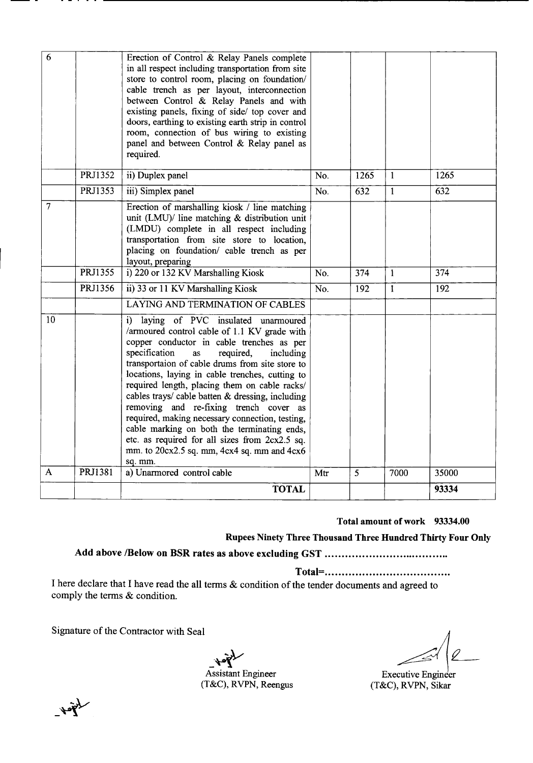| | | | | | | |
|---|---|---|---|---|---|---|
| 6 | | Erection of Control & Relay Panels complete in all respect including transportation from site store to control room, placing on foundation/ cable trench as per layout, interconnection between Control & Relay Panels and with existing panels, fixing of side/ top cover and doors, earthing to existing earth strip in control room, connection of bus wiring to existing panel and between Control & Relay panel as required. | | | | |
| | PRJ1352 | ii) Duplex panel | No. | 1265 | 1 | 1265 |
| | PRJ1353 | iii) Simplex panel | No. | 632 | 1 | 632 |
| 7 | | Erection of marshalling kiosk / line matching unit (LMU)/ line matching & distribution unit (LMDU) complete in all respect including transportation from site store to location, placing on foundation/ cable trench as per layout, preparing | | | | |
| | PRJ1355 | i) 220 or 132 KV Marshalling Kiosk | No. | 374 | 1 | 374 |
| | PRJ1356 | ii) 33 or 11 KV Marshalling Kiosk | No. | 192 | 1 | 192 |
| | | LAYING AND TERMINATION OF CABLES | | | | |
| 10 | | i) laying of PVC insulated unarmoured /armoured control cable of 1.1 KV grade with copper conductor in cable trenches as per specification as required, including transportaion of cable drums from site store to locations, laying in cable trenches, cutting to required length, placing them on cable racks/ cables trays/ cable batten & dressing, including removing and re-fixing trench cover as required, making necessary connection, testing, cable marking on both the terminating ends, etc. as required for all sizes from 2cx2.5 sq. mm. to 20cx2.5 sq. mm, 4cx4 sq. mm and 4cx6 sq. mm. | | | | |
| A | PRJ1381 | a) Unarmored control cable | Mtr | 5 | 7000 | 35000 |
| | | **TOTAL** | | | | **93334** |

**Total amount of work 93334.00**

**Rupees Ninety Three Thousand Three Hundred Thirty Four Only**

**Add above /Below on BSR rates as above excluding GST ………………………………..**

**Total=……………………………….**

I here declare that I have read the all terms & condition of the tender documents and agreed to comply the terms & condition.

Signature of the Contractor with Seal

Assistant Engineer
(T&C), RVPN, Reengus

Executive Engineer
(T&C), RVPN, Sikar